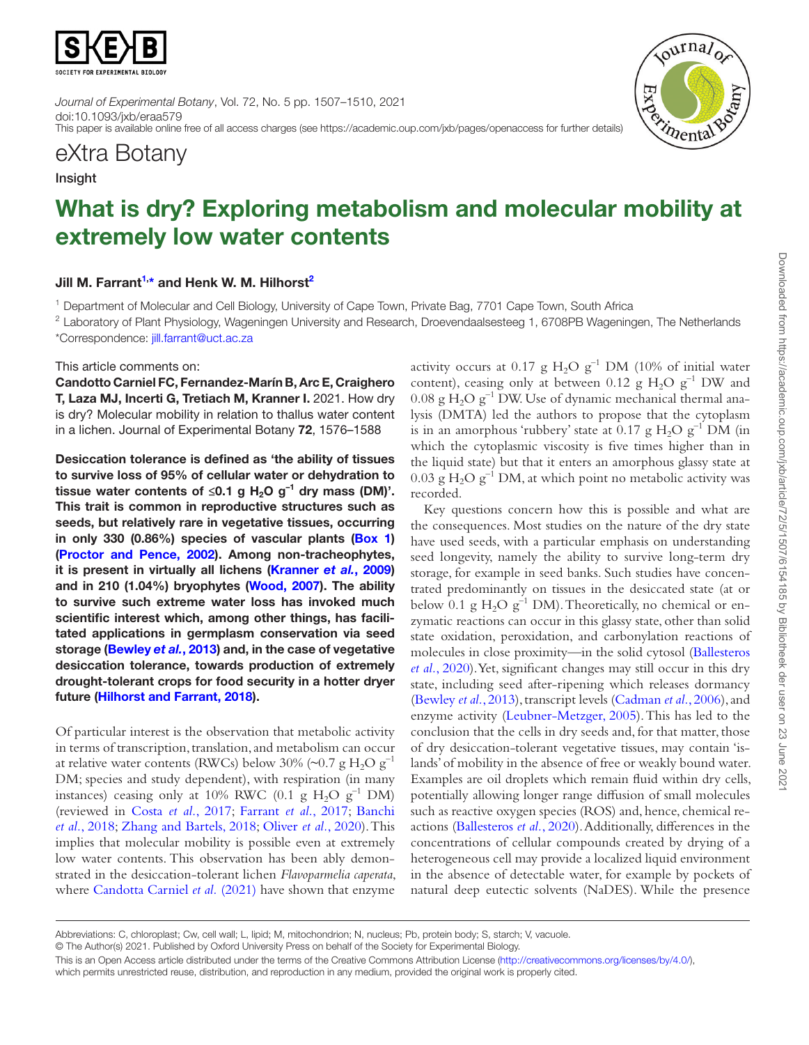eXtra Botany

Insight

# What is dry? Exploring metabolism and molecular mobility at extremely low water contents

**Jill M. Farrant[1,*] and Henk W. M. Hilhorst[2]**

[1] Department of Molecular and Cell Biology, University of Cape Town, Private Bag, 7701 Cape Town, South Africa

[2] Laboratory of Plant Physiology, Wageningen University and Research, Droevendaalsesteeg 1, 6708PB Wageningen, The Netherlands

*Correspondence: jill.farrant@uct.ac.za

This article comments on:

**Candotto Carniel FC, Fernandez-Marín B, Arc E, Craighero T, Laza MJ, Incerti G, Tretiach M, Kranner I. 2021. How dry is dry? Molecular mobility in relation to thallus water content in a lichen. Journal of Experimental Botany 72, 1576–1588**

**Desiccation tolerance is defined as 'the ability of tissues to survive loss of 95% of cellular water or dehydration to tissue water contents of ≤0.1 g $H_2O$ $g^{-1}$ dry mass (DM)'. This trait is common in reproductive structures such as seeds, but relatively rare in vegetative tissues, occurring in only 330 (0.86%) species of vascular plants (Box 1) (Proctor and Pence, 2002). Among non-tracheophytes, it is present in virtually all lichens (Kranner *et al.*, 2009) and in 210 (1.04%) bryophytes (Wood, 2007). The ability to survive such extreme water loss has invoked much scientific interest which, among other things, has facilitated applications in germplasm conservation via seed storage (Bewley *et al.*, 2013) and, in the case of vegetative desiccation tolerance, towards production of extremely drought-tolerant crops for food security in a hotter dryer future (Hilhorst and Farrant, 2018).**

Of particular interest is the observation that metabolic activity in terms of transcription, translation, and metabolism can occur at relative water contents (RWCs) below 30% (~0.7 g $H_2O$ $g^{-1}$ DM; species and study dependent), with respiration (in many instances) ceasing only at 10% RWC (0.1 g $H_2O$ $g^{-1}$ DM) (reviewed in Costa *et al.*, 2017; Farrant *et al.*, 2017; Banchi *et al.*, 2018; Zhang and Bartels, 2018; Oliver *et al.*, 2020). This implies that molecular mobility is possible even at extremely low water contents. This observation has been ably demonstrated in the desiccation-tolerant lichen *Flavoparmelia caperata*, where Candotta Carniel *et al.* (2021) have shown that enzyme activity occurs at 0.17 g $H_2O$ $g^{-1}$ DM (10% of initial water content), ceasing only at between 0.12 g $H_2O$ $g^{-1}$ DW and 0.08 g $H_2O$ $g^{-1}$ DW. Use of dynamic mechanical thermal analysis (DMTA) led the authors to propose that the cytoplasm is in an amorphous 'rubbery' state at 0.17 g $H_2O$ $g^{-1}$ DM (in which the cytoplasmic viscosity is five times higher than in the liquid state) but that it enters an amorphous glassy state at 0.03 g $H_2O$ $g^{-1}$ DM, at which point no metabolic activity was recorded.

Key questions concern how this is possible and what are the consequences. Most studies on the nature of the dry state have used seeds, with a particular emphasis on understanding seed longevity, namely the ability to survive long-term dry storage, for example in seed banks. Such studies have concentrated predominantly on tissues in the desiccated state (at or below 0.1 g $H_2O$ $g^{-1}$ DM). Theoretically, no chemical or enzymatic reactions can occur in this glassy state, other than solid state oxidation, peroxidation, and carbonylation reactions of molecules in close proximity—in the solid cytosol (Ballesteros *et al.*, 2020). Yet, significant changes may still occur in this dry state, including seed after-ripening which releases dormancy (Bewley *et al.*, 2013), transcript levels (Cadman *et al.*, 2006), and enzyme activity (Leubner-Metzger, 2005). This has led to the conclusion that the cells in dry seeds and, for that matter, those of dry desiccation-tolerant vegetative tissues, may contain 'islands' of mobility in the absence of free or weakly bound water. Examples are oil droplets which remain fluid within dry cells, potentially allowing longer range diffusion of small molecules such as reactive oxygen species (ROS) and, hence, chemical reactions (Ballesteros *et al.*, 2020). Additionally, differences in the concentrations of cellular compounds created by drying of a heterogeneous cell may provide a localized liquid environment in the absence of detectable water, for example by pockets of natural deep eutectic solvents (NaDES). While the presence

Abbreviations: C, chloroplast; Cw, cell wall; L, lipid; M, mitochondrion; N, nucleus; Pb, protein body; S, starch; V, vacuole.

© The Author(s) 2021. Published by Oxford University Press on behalf of the Society for Experimental Biology.

This is an Open Access article distributed under the terms of the Creative Commons Attribution License (http://creativecommons.org/licenses/by/4.0/), which permits unrestricted reuse, distribution, and reproduction in any medium, provided the original work is properly cited.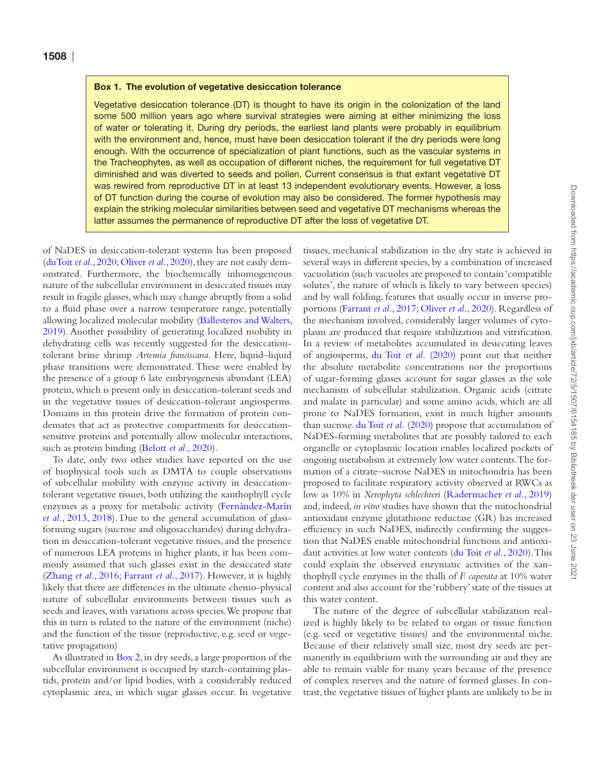**Box 1. The evolution of vegetative desiccation tolerance**

Vegetative desiccation tolerance (DT) is thought to have its origin in the colonization of the land some 500 million years ago where survival strategies were aiming at either minimizing the loss of water or tolerating it. During dry periods, the earliest land plants were probably in equilibrium with the environment and, hence, must have been desiccation tolerant if the dry periods were long enough. With the occurrence of specialization of plant functions, such as the vascular systems in the Tracheophytes, as well as occupation of different niches, the requirement for full vegetative DT diminished and was diverted to seeds and pollen. Current consensus is that extant vegetative DT was rewired from reproductive DT in at least 13 independent evolutionary events. However, a loss of DT function during the course of evolution may also be considered. The former hypothesis may explain the striking molecular similarities between seed and vegetative DT mechanisms whereas the latter assumes the permanence of reproductive DT after the loss of vegetative DT.

of NaDES in desiccation-tolerant systems has been proposed (duToit *et al.*, 2020; Oliver *et al.*, 2020), they are not easily demonstrated. Furthermore, the biochemically inhomogeneous nature of the subcellular environment in desiccated tissues may result in fragile glasses, which may change abruptly from a solid to a fluid phase over a narrow temperature range, potentially allowing localized molecular mobility (Ballesteros and Walters, 2019). Another possibility of generating localized mobility in dehydrating cells was recently suggested for the desiccation-tolerant brine shrimp *Artemia franciscana*. Here, liquid–liquid phase transitions were demonstrated. These were enabled by the presence of a group 6 late embryogenesis abundant (LEA) protein, which is present only in desiccation-tolerant seeds and in the vegetative tissues of desiccation-tolerant angiosperms. Domains in this protein drive the formation of protein condensates that act as protective compartments for desiccation-sensitive proteins and potentially allow molecular interactions, such as protein binding (Belott *et al.*, 2020).

To date, only two other studies have reported on the use of biophysical tools such as DMTA to couple observations of subcellular mobility with enzyme activity in desiccation-tolerant vegetative tissues, both utilizing the xanthophyll cycle enzymes as a proxy for metabolic activity (Fernández-Marín *et al.*, 2013, 2018). Due to the general accumulation of glass-forming sugars (sucrose and oligosaccharides) during dehydration in desiccation-tolerant vegetative tissues, and the presence of numerous LEA proteins in higher plants, it has been commonly assumed that such glasses exist in the desiccated state (Zhang *et al.*, 2016; Farrant *et al.*, 2017). However, it is highly likely that there are differences in the ultimate chemo-physical nature of subcellular environments between tissues such as seeds and leaves, with variations across species. We propose that this in turn is related to the nature of the environment (niche) and the function of the tissue (reproductive, e.g. seed or vegetative propagation)

As illustrated in Box 2, in dry seeds, a large proportion of the subcellular environment is occupied by starch-containing plastids, protein and/or lipid bodies, with a considerably reduced cytoplasmic area, in which sugar glasses occur. In vegetative tissues, mechanical stabilization in the dry state is achieved in several ways in different species, by a combination of increased vacuolation (such vacuoles are proposed to contain 'compatible solutes', the nature of which is likely to vary between species) and by wall folding, features that usually occur in inverse proportions (Farrant *et al.*, 2017; Oliver *et al.*, 2020). Regardless of the mechanism involved, considerably larger volumes of cytoplasm are produced that require stabilization and vitrification. In a review of metabolites accumulated in desiccating leaves of angiosperms, du Toit *et al.* (2020) point out that neither the absolute metabolite concentrations nor the proportions of sugar-forming glasses account for sugar glasses as the sole mechanism of subcellular stabilization. Organic acids (citrate and malate in particular) and some amino acids, which are all prone to NaDES formation, exist in much higher amounts than sucrose. du Toit *et al.* (2020) propose that accumulation of NaDES-forming metabolites that are possibly tailored to each organelle or cytoplasmic location enables localized pockets of ongoing metabolism at extremely low water contents. The formation of a citrate–sucrose NaDES in mitochondria has been proposed to facilitate respiratory activity observed at RWCs as low as 10% in *Xerophyta schlechteri* (Radermacher *et al.*, 2019) and, indeed, *in vitro* studies have shown that the mitochondrial antioxidant enzyme glutathione reductase (GR) has increased efficiency in such NaDES, indirectly confirming the suggestion that NaDES enable mitochondrial functions and antioxidant activities at low water contents (du Toit *et al.*, 2020). This could explain the observed enzymatic activities of the xanthophyll cycle enzymes in the thalli of *F. caperata* at 10% water content and also account for the 'rubbery' state of the tissues at this water content.

The nature of the degree of subcellular stabilization realized is highly likely to be related to organ or tissue function (e.g. seed or vegetative tissues) and the environmental niche. Because of their relatively small size, most dry seeds are permanently in equilibrium with the surrounding air and they are able to remain viable for many years because of the presence of complex reserves and the nature of formed glasses. In contrast, the vegetative tissues of higher plants are unlikely to be in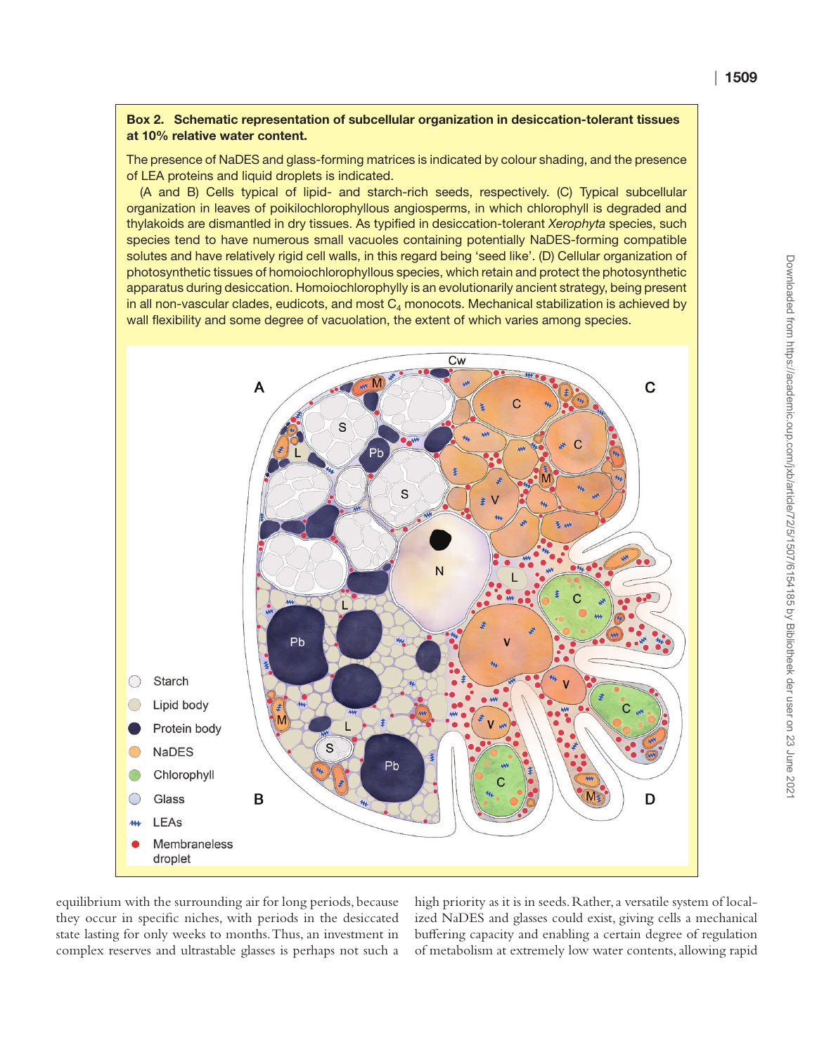**Box 2. Schematic representation of subcellular organization in desiccation-tolerant tissues at 10% relative water content.**

The presence of NaDES and glass-forming matrices is indicated by colour shading, and the presence of LEA proteins and liquid droplets is indicated.

(A and B) Cells typical of lipid- and starch-rich seeds, respectively. (C) Typical subcellular organization in leaves of poikilochlorophyllous angiosperms, in which chlorophyll is degraded and thylakoids are dismantled in dry tissues. As typified in desiccation-tolerant *Xerophyta* species, such species tend to have numerous small vacuoles containing potentially NaDES-forming compatible solutes and have relatively rigid cell walls, in this regard being 'seed like'. (D) Cellular organization of photosynthetic tissues of homoiochlorophyllous species, which retain and protect the photosynthetic apparatus during desiccation. Homoiochlorophylly is an evolutionarily ancient strategy, being present in all non-vascular clades, eudicots, and most $C_4$ monocots. Mechanical stabilization is achieved by wall flexibility and some degree of vacuolation, the extent of which varies among species.

equilibrium with the surrounding air for long periods, because they occur in specific niches, with periods in the desiccated state lasting for only weeks to months. Thus, an investment in complex reserves and ultrastable glasses is perhaps not such a high priority as it is in seeds. Rather, a versatile system of localized NaDES and glasses could exist, giving cells a mechanical buffering capacity and enabling a certain degree of regulation of metabolism at extremely low water contents, allowing rapid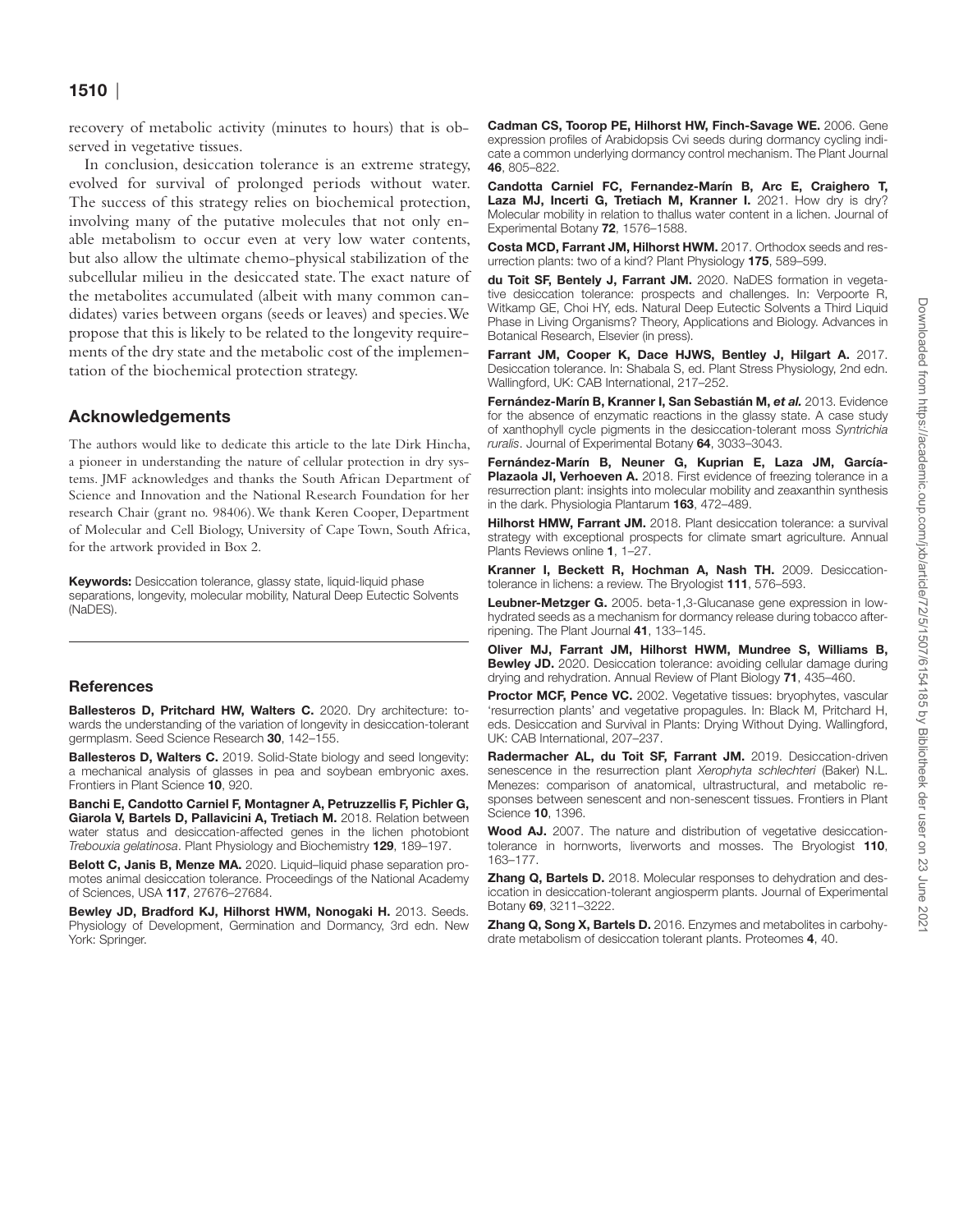recovery of metabolic activity (minutes to hours) that is observed in vegetative tissues.

In conclusion, desiccation tolerance is an extreme strategy, evolved for survival of prolonged periods without water. The success of this strategy relies on biochemical protection, involving many of the putative molecules that not only enable metabolism to occur even at very low water contents, but also allow the ultimate chemo-physical stabilization of the subcellular milieu in the desiccated state. The exact nature of the metabolites accumulated (albeit with many common candidates) varies between organs (seeds or leaves) and species. We propose that this is likely to be related to the longevity requirements of the dry state and the metabolic cost of the implementation of the biochemical protection strategy.

## Acknowledgements

The authors would like to dedicate this article to the late Dirk Hincha, a pioneer in understanding the nature of cellular protection in dry systems. JMF acknowledges and thanks the South African Department of Science and Innovation and the National Research Foundation for her research Chair (grant no. 98406). We thank Keren Cooper, Department of Molecular and Cell Biology, University of Cape Town, South Africa, for the artwork provided in Box 2.

**Keywords:** Desiccation tolerance, glassy state, liquid-liquid phase separations, longevity, molecular mobility, Natural Deep Eutectic Solvents (NaDES).

## References

**Ballesteros D, Pritchard HW, Walters C.** 2020. Dry architecture: towards the understanding of the variation of longevity in desiccation-tolerant germplasm. Seed Science Research **30**, 142–155.

**Ballesteros D, Walters C.** 2019. Solid-State biology and seed longevity: a mechanical analysis of glasses in pea and soybean embryonic axes. Frontiers in Plant Science **10**, 920.

**Banchi E, Candotto Carniel F, Montagner A, Petruzzellis F, Pichler G, Giarola V, Bartels D, Pallavicini A, Tretiach M.** 2018. Relation between water status and desiccation-affected genes in the lichen photobiont *Trebouxia gelatinosa*. Plant Physiology and Biochemistry **129**, 189–197.

**Belott C, Janis B, Menze MA.** 2020. Liquid–liquid phase separation promotes animal desiccation tolerance. Proceedings of the National Academy of Sciences, USA **117**, 27676–27684.

**Bewley JD, Bradford KJ, Hilhorst HWM, Nonogaki H.** 2013. Seeds. Physiology of Development, Germination and Dormancy, 3rd edn. New York: Springer.

**Cadman CS, Toorop PE, Hilhorst HW, Finch-Savage WE.** 2006. Gene expression profiles of Arabidopsis Cvi seeds during dormancy cycling indicate a common underlying dormancy control mechanism. The Plant Journal **46**, 805–822.

**Candotta Carniel FC, Fernandez-Marín B, Arc E, Craighero T, Laza MJ, Incerti G, Tretiach M, Kranner I.** 2021. How dry is dry? Molecular mobility in relation to thallus water content in a lichen. Journal of Experimental Botany **72**, 1576–1588.

**Costa MCD, Farrant JM, Hilhorst HWM.** 2017. Orthodox seeds and resurrection plants: two of a kind? Plant Physiology **175**, 589–599.

**du Toit SF, Bentely J, Farrant JM.** 2020. NaDES formation in vegetative desiccation tolerance: prospects and challenges. In: Verpoorte R, Witkamp GE, Choi HY, eds. Natural Deep Eutectic Solvents a Third Liquid Phase in Living Organisms? Theory, Applications and Biology. Advances in Botanical Research, Elsevier (in press).

**Farrant JM, Cooper K, Dace HJWS, Bentley J, Hilgart A.** 2017. Desiccation tolerance. In: Shabala S, ed. Plant Stress Physiology, 2nd edn. Wallingford, UK: CAB International, 217–252.

**Fernández-Marín B, Kranner I, San Sebastián M, *et al.*** 2013. Evidence for the absence of enzymatic reactions in the glassy state. A case study of xanthophyll cycle pigments in the desiccation-tolerant moss *Syntrichia ruralis*. Journal of Experimental Botany **64**, 3033–3043.

**Fernández-Marín B, Neuner G, Kuprian E, Laza JM, García-Plazaola JI, Verhoeven A.** 2018. First evidence of freezing tolerance in a resurrection plant: insights into molecular mobility and zeaxanthin synthesis in the dark. Physiologia Plantarum **163**, 472–489.

**Hilhorst HMW, Farrant JM.** 2018. Plant desiccation tolerance: a survival strategy with exceptional prospects for climate smart agriculture. Annual Plants Reviews online **1**, 1–27.

**Kranner I, Beckett R, Hochman A, Nash TH.** 2009. Desiccation-tolerance in lichens: a review. The Bryologist **111**, 576–593.

**Leubner-Metzger G.** 2005. beta-1,3-Glucanase gene expression in low-hydrated seeds as a mechanism for dormancy release during tobacco after-ripening. The Plant Journal **41**, 133–145.

**Oliver MJ, Farrant JM, Hilhorst HWM, Mundree S, Williams B, Bewley JD.** 2020. Desiccation tolerance: avoiding cellular damage during drying and rehydration. Annual Review of Plant Biology **71**, 435–460.

**Proctor MCF, Pence VC.** 2002. Vegetative tissues: bryophytes, vascular 'resurrection plants' and vegetative propagules. In: Black M, Pritchard H, eds. Desiccation and Survival in Plants: Drying Without Dying. Wallingford, UK: CAB International, 207–237.

**Radermacher AL, du Toit SF, Farrant JM.** 2019. Desiccation-driven senescence in the resurrection plant *Xerophyta schlechteri* (Baker) N.L. Menezes: comparison of anatomical, ultrastructural, and metabolic responses between senescent and non-senescent tissues. Frontiers in Plant Science **10**, 1396.

**Wood AJ.** 2007. The nature and distribution of vegetative desiccation-tolerance in hornworts, liverworts and mosses. The Bryologist **110**, 163–177.

**Zhang Q, Bartels D.** 2018. Molecular responses to dehydration and desiccation in desiccation-tolerant angiosperm plants. Journal of Experimental Botany **69**, 3211–3222.

**Zhang Q, Song X, Bartels D.** 2016. Enzymes and metabolites in carbohydrate metabolism of desiccation tolerant plants. Proteomes **4**, 40.